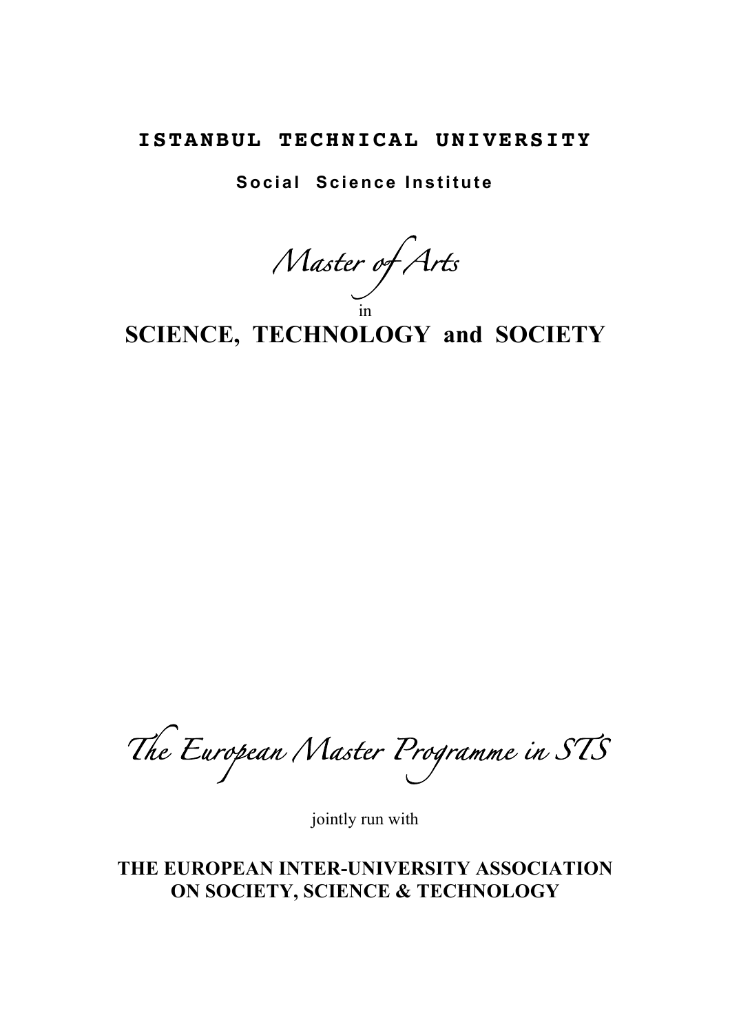# ISTANBUL TECHNICAL UNIVERSITY

**Social Science Institute**

*Master of Arts*

in

# SCIENCE, TECHNOLOGY and SOCIETY

*The European Master Programme in STS*

jointly run with

**THE EUROPEAN INTER-UNIVERSITY ASSOCIATION ON SOCIETY, SCIENCE & TECHNOLOGY**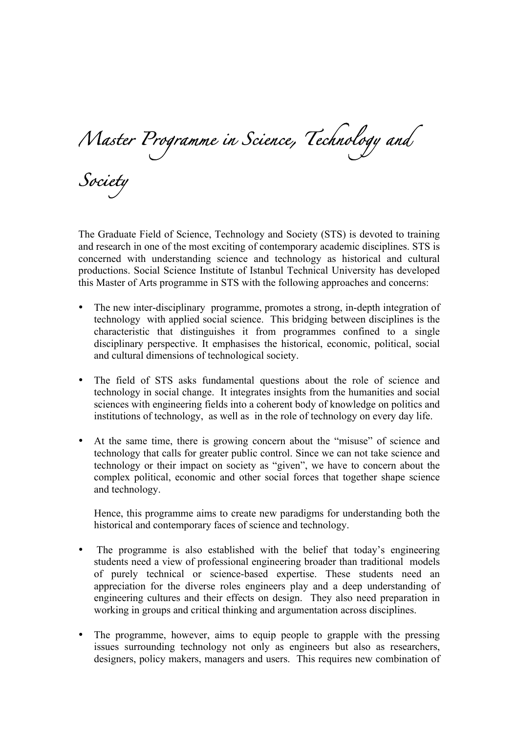# Master Programme in Science, Technology and Society

The Graduate Field of Science, Technology and Society (STS) is devoted to training and research in one of the most exciting of contemporary academic disciplines. STS is concerned with understanding science and technology as historical and cultural productions. Social Science Institute of Istanbul Technical University has developed this Master of Arts programme in STS with the following approaches and concerns:

- The new inter-disciplinary programme, promotes a strong, in-depth integration of technology with applied social science. This bridging between disciplines is the characteristic that distinguishes it from programmes confined to a single disciplinary perspective. It emphasises the historical, economic, political, social and cultural dimensions of technological society.

- The field of STS asks fundamental questions about the role of science and technology in social change. It integrates insights from the humanities and social sciences with engineering fields into a coherent body of knowledge on politics and institutions of technology, as well as in the role of technology on every day life.

- At the same time, there is growing concern about the "misuse" of science and technology that calls for greater public control. Since we can not take science and technology or their impact on society as "given", we have to concern about the complex political, economic and other social forces that together shape science and technology.

  Hence, this programme aims to create new paradigms for understanding both the historical and contemporary faces of science and technology.

- The programme is also established with the belief that today's engineering students need a view of professional engineering broader than traditional models of purely technical or science-based expertise. These students need an appreciation for the diverse roles engineers play and a deep understanding of engineering cultures and their effects on design. They also need preparation in working in groups and critical thinking and argumentation across disciplines.

- The programme, however, aims to equip people to grapple with the pressing issues surrounding technology not only as engineers but also as researchers, designers, policy makers, managers and users. This requires new combination of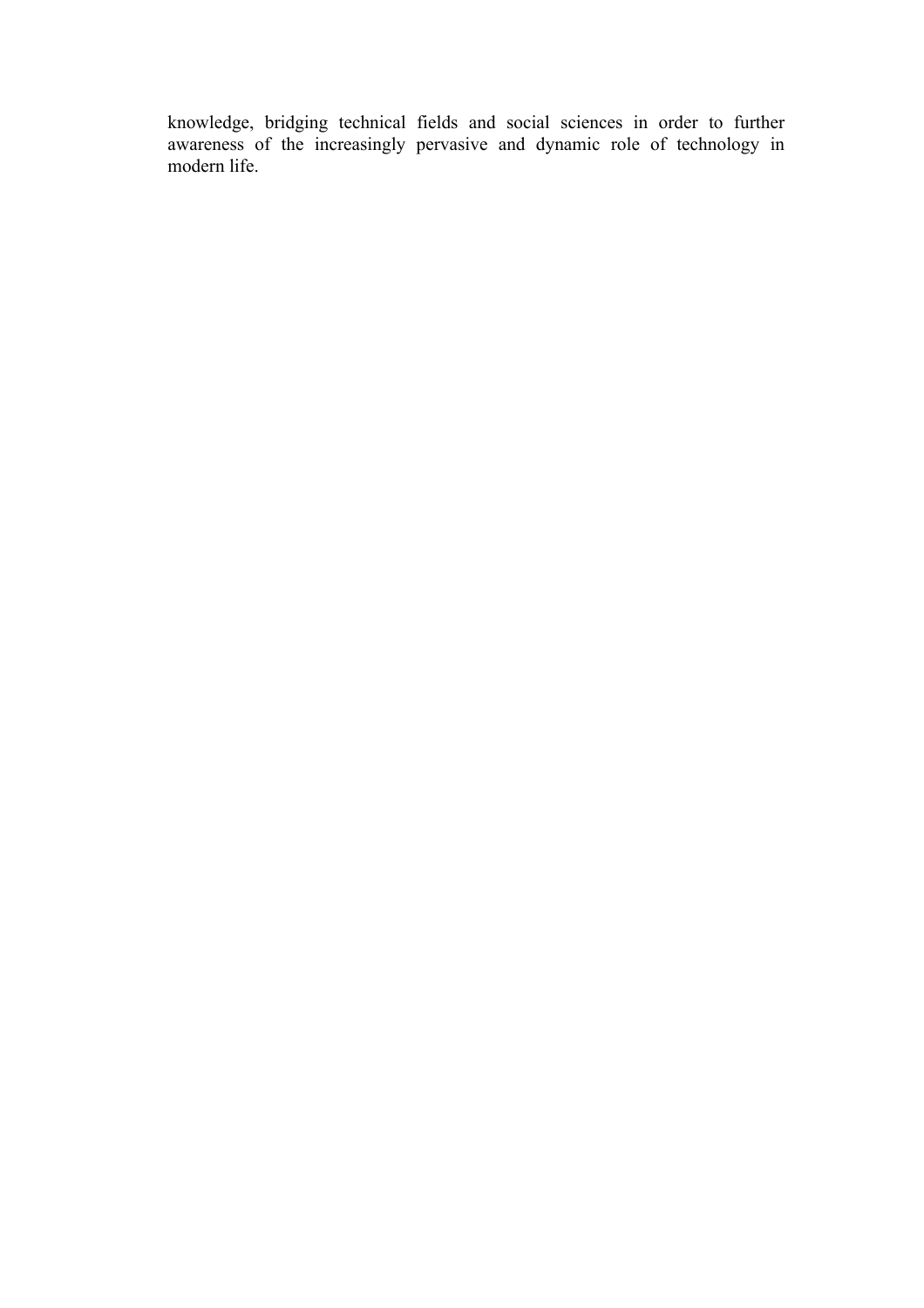knowledge, bridging technical fields and social sciences in order to further awareness of the increasingly pervasive and dynamic role of technology in modern life.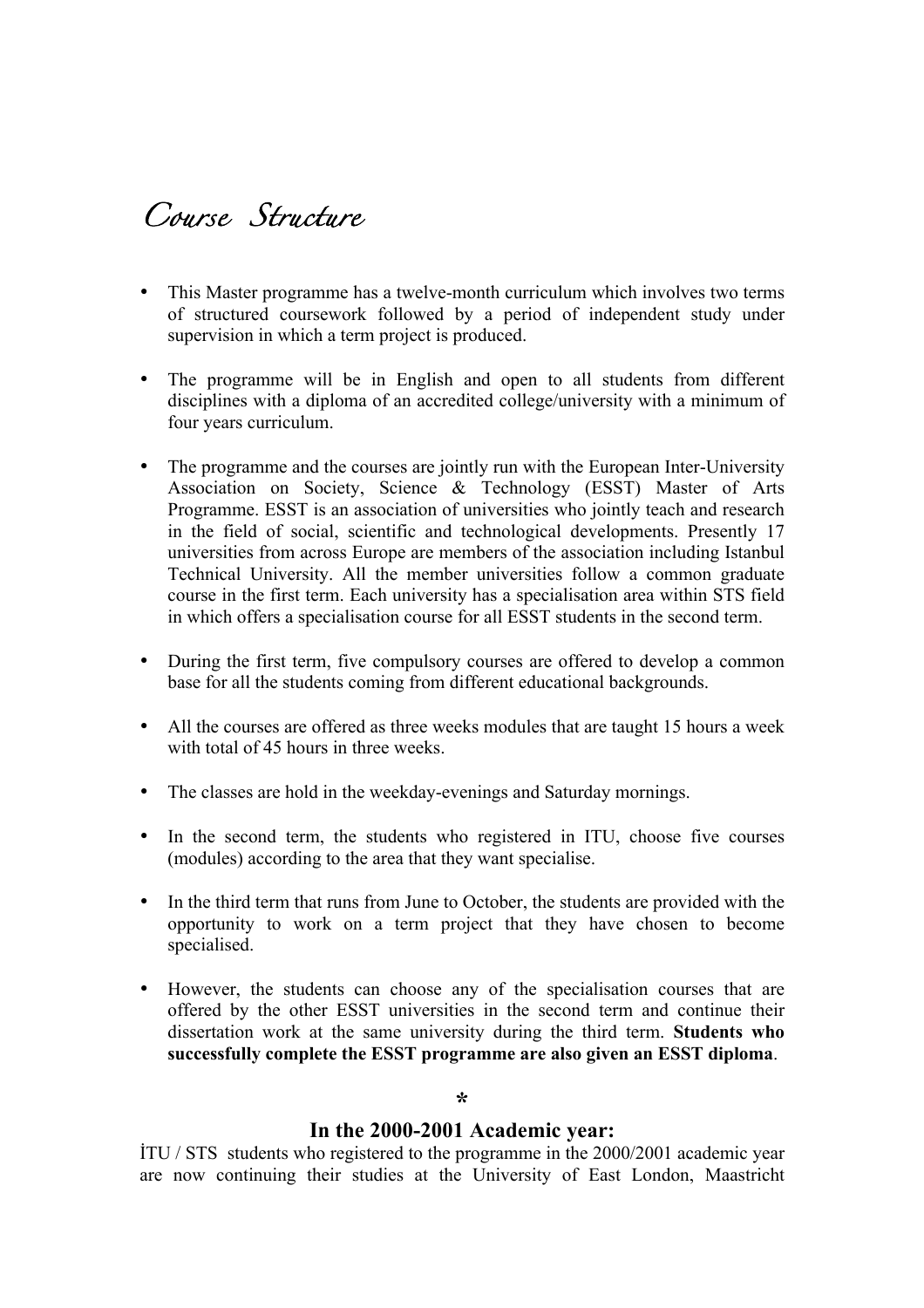# *Course Structure*

- This Master programme has a twelve-month curriculum which involves two terms of structured coursework followed by a period of independent study under supervision in which a term project is produced.

- The programme will be in English and open to all students from different disciplines with a diploma of an accredited college/university with a minimum of four years curriculum.

- The programme and the courses are jointly run with the European Inter-University Association on Society, Science & Technology (ESST) Master of Arts Programme. ESST is an association of universities who jointly teach and research in the field of social, scientific and technological developments. Presently 17 universities from across Europe are members of the association including Istanbul Technical University. All the member universities follow a common graduate course in the first term. Each university has a specialisation area within STS field in which offers a specialisation course for all ESST students in the second term.

- During the first term, five compulsory courses are offered to develop a common base for all the students coming from different educational backgrounds.

- All the courses are offered as three weeks modules that are taught 15 hours a week with total of 45 hours in three weeks.

- The classes are hold in the weekday-evenings and Saturday mornings.

- In the second term, the students who registered in ITU, choose five courses (modules) according to the area that they want specialise.

- In the third term that runs from June to October, the students are provided with the opportunity to work on a term project that they have chosen to become specialised.

- However, the students can choose any of the specialisation courses that are offered by the other ESST universities in the second term and continue their dissertation work at the same university during the third term. **Students who successfully complete the ESST programme are also given an ESST diploma**.

**\***

### In the 2000-2001 Academic year:

İTU / STS students who registered to the programme in the 2000/2001 academic year are now continuing their studies at the University of East London, Maastricht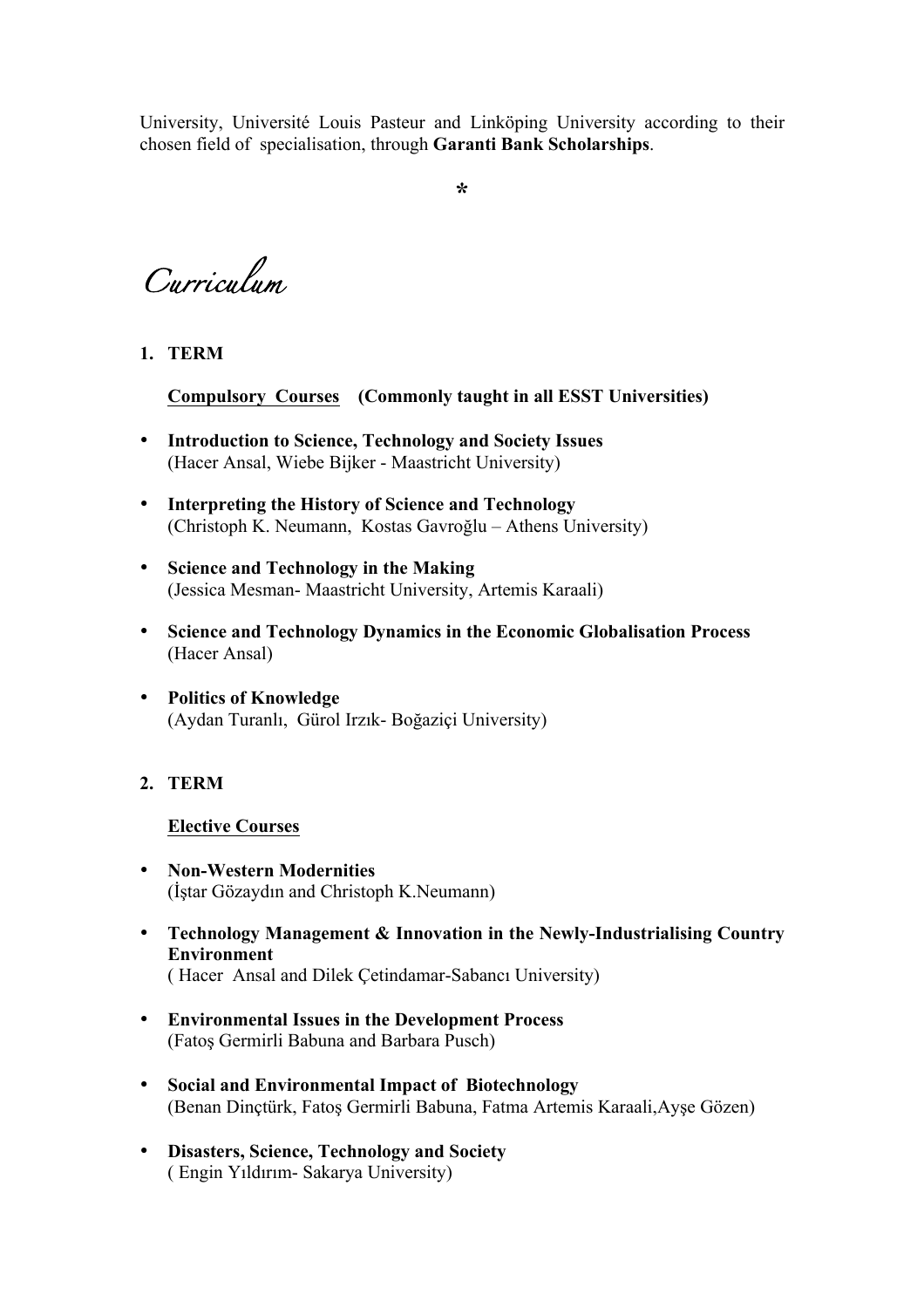University, Université Louis Pasteur and Linköping University according to their chosen field of specialisation, through **Garanti Bank Scholarships**.

*

# *Curriculum*

1. **TERM**

   **Compulsory Courses (Commonly taught in all ESST Universities)**

- **Introduction to Science, Technology and Society Issues**
  (Hacer Ansal, Wiebe Bijker - Maastricht University)

- **Interpreting the History of Science and Technology**
  (Christoph K. Neumann, Kostas Gavroğlu – Athens University)

- **Science and Technology in the Making**
  (Jessica Mesman- Maastricht University, Artemis Karaali)

- **Science and Technology Dynamics in the Economic Globalisation Process**
  (Hacer Ansal)

- **Politics of Knowledge**
  (Aydan Turanlı, Gürol Irzık- Boğaziçi University)

2. **TERM**

   **Elective Courses**

- **Non-Western Modernities**
  (İştar Gözaydın and Christoph K.Neumann)

- **Technology Management & Innovation in the Newly-Industrialising Country Environment**
  ( Hacer Ansal and Dilek Çetindamar-Sabancı University)

- **Environmental Issues in the Development Process**
  (Fatoş Germirli Babuna and Barbara Pusch)

- **Social and Environmental Impact of Biotechnology**
  (Benan Dinçtürk, Fatoş Germirli Babuna, Fatma Artemis Karaali,Ayşe Gözen)

- **Disasters, Science, Technology and Society**
  ( Engin Yıldırım- Sakarya University)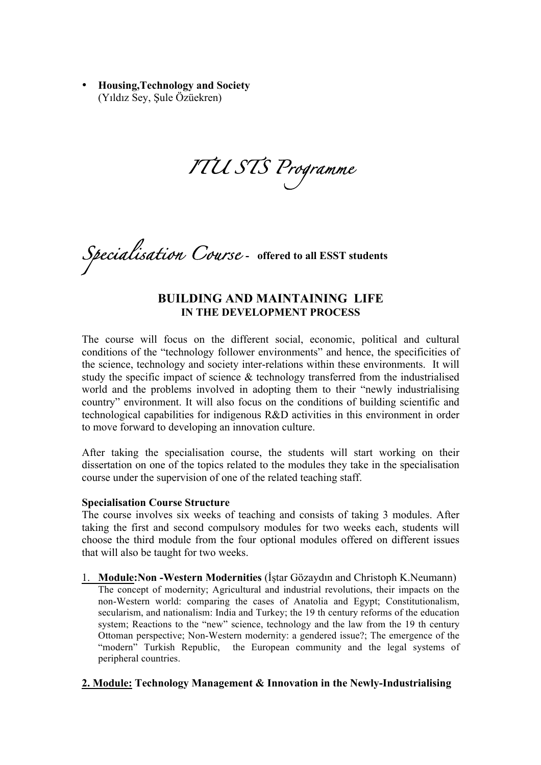- **Housing,Technology and Society**
  (Yıldız Sey, Şule Özüekren)

# *ITU STS Programme*

## *Specialisation Course* - **offered to all ESST students**

### BUILDING AND MAINTAINING LIFE IN THE DEVELOPMENT PROCESS

The course will focus on the different social, economic, political and cultural conditions of the "technology follower environments" and hence, the specificities of the science, technology and society inter-relations within these environments. It will study the specific impact of science & technology transferred from the industrialised world and the problems involved in adopting them to their "newly industrialising country" environment. It will also focus on the conditions of building scientific and technological capabilities for indigenous R&D activities in this environment in order to move forward to developing an innovation culture.

After taking the specialisation course, the students will start working on their dissertation on one of the topics related to the modules they take in the specialisation course under the supervision of one of the related teaching staff.

**Specialisation Course Structure**
The course involves six weeks of teaching and consists of taking 3 modules. After taking the first and second compulsory modules for two weeks each, students will choose the third module from the four optional modules offered on different issues that will also be taught for two weeks.

1. **Module:Non -Western Modernities** (İştar Gözaydın and Christoph K.Neumann)
   The concept of modernity; Agricultural and industrial revolutions, their impacts on the non-Western world: comparing the cases of Anatolia and Egypt; Constitutionalism, secularism, and nationalism: India and Turkey; the 19 th century reforms of the education system; Reactions to the "new" science, technology and the law from the 19 th century Ottoman perspective; Non-Western modernity: a gendered issue?; The emergence of the "modern" Turkish Republic, the European community and the legal systems of peripheral countries.

**2. Module: Technology Management & Innovation in the Newly-Industrialising**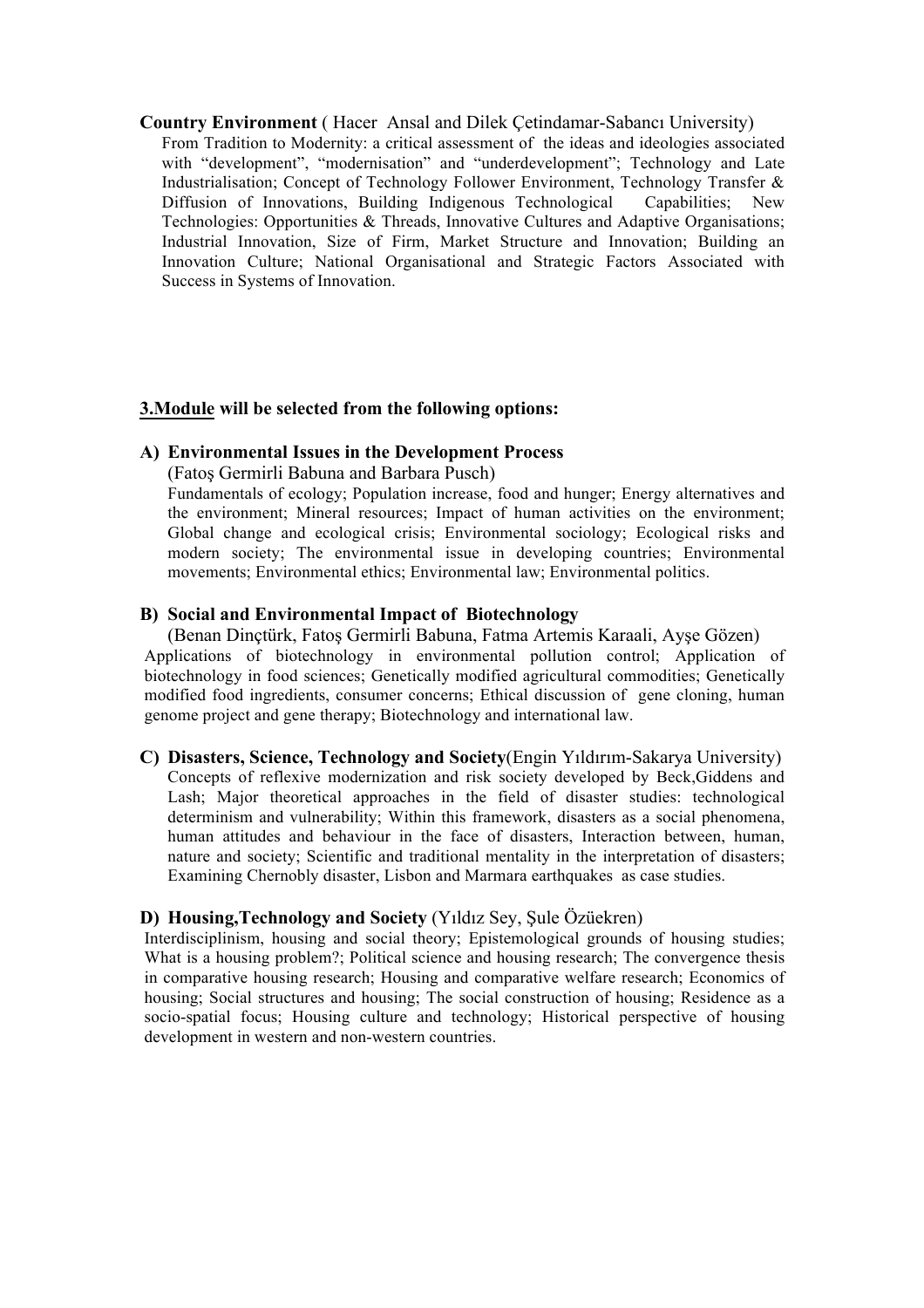**Country Environment** ( Hacer Ansal and Dilek Çetindamar-Sabancı University)

From Tradition to Modernity: a critical assessment of the ideas and ideologies associated with "development", "modernisation" and "underdevelopment"; Technology and Late Industrialisation; Concept of Technology Follower Environment, Technology Transfer & Diffusion of Innovations, Building Indigenous Technological Capabilities; New Technologies: Opportunities & Threads, Innovative Cultures and Adaptive Organisations; Industrial Innovation, Size of Firm, Market Structure and Innovation; Building an Innovation Culture; National Organisational and Strategic Factors Associated with Success in Systems of Innovation.

**3.Module will be selected from the following options:**

**A) Environmental Issues in the Development Process**
(Fatoş Germirli Babuna and Barbara Pusch)

Fundamentals of ecology; Population increase, food and hunger; Energy alternatives and the environment; Mineral resources; Impact of human activities on the environment; Global change and ecological crisis; Environmental sociology; Ecological risks and modern society; The environmental issue in developing countries; Environmental movements; Environmental ethics; Environmental law; Environmental politics.

**B) Social and Environmental Impact of Biotechnology**
(Benan Dinçtürk, Fatoş Germirli Babuna, Fatma Artemis Karaali, Ayşe Gözen)

Applications of biotechnology in environmental pollution control; Application of biotechnology in food sciences; Genetically modified agricultural commodities; Genetically modified food ingredients, consumer concerns; Ethical discussion of gene cloning, human genome project and gene therapy; Biotechnology and international law.

**C) Disasters, Science, Technology and Society**(Engin Yıldırım-Sakarya University)

Concepts of reflexive modernization and risk society developed by Beck,Giddens and Lash; Major theoretical approaches in the field of disaster studies: technological determinism and vulnerability; Within this framework, disasters as a social phenomena, human attitudes and behaviour in the face of disasters, Interaction between, human, nature and society; Scientific and traditional mentality in the interpretation of disasters; Examining Chernobly disaster, Lisbon and Marmara earthquakes as case studies.

**D) Housing,Technology and Society** (Yıldız Sey, Şule Özüekren)

Interdisciplinism, housing and social theory; Epistemological grounds of housing studies; What is a housing problem?; Political science and housing research; The convergence thesis in comparative housing research; Housing and comparative welfare research; Economics of housing; Social structures and housing; The social construction of housing; Residence as a socio-spatial focus; Housing culture and technology; Historical perspective of housing development in western and non-western countries.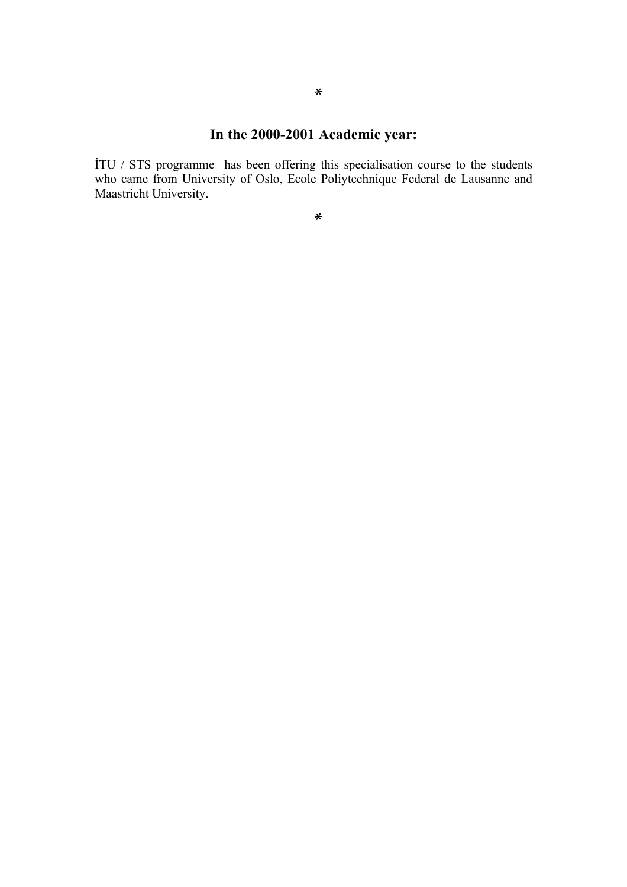*

## In the 2000-2001 Academic year:

İTU / STS programme has been offering this specialisation course to the students who came from University of Oslo, Ecole Poliytechnique Federal de Lausanne and Maastricht University.

*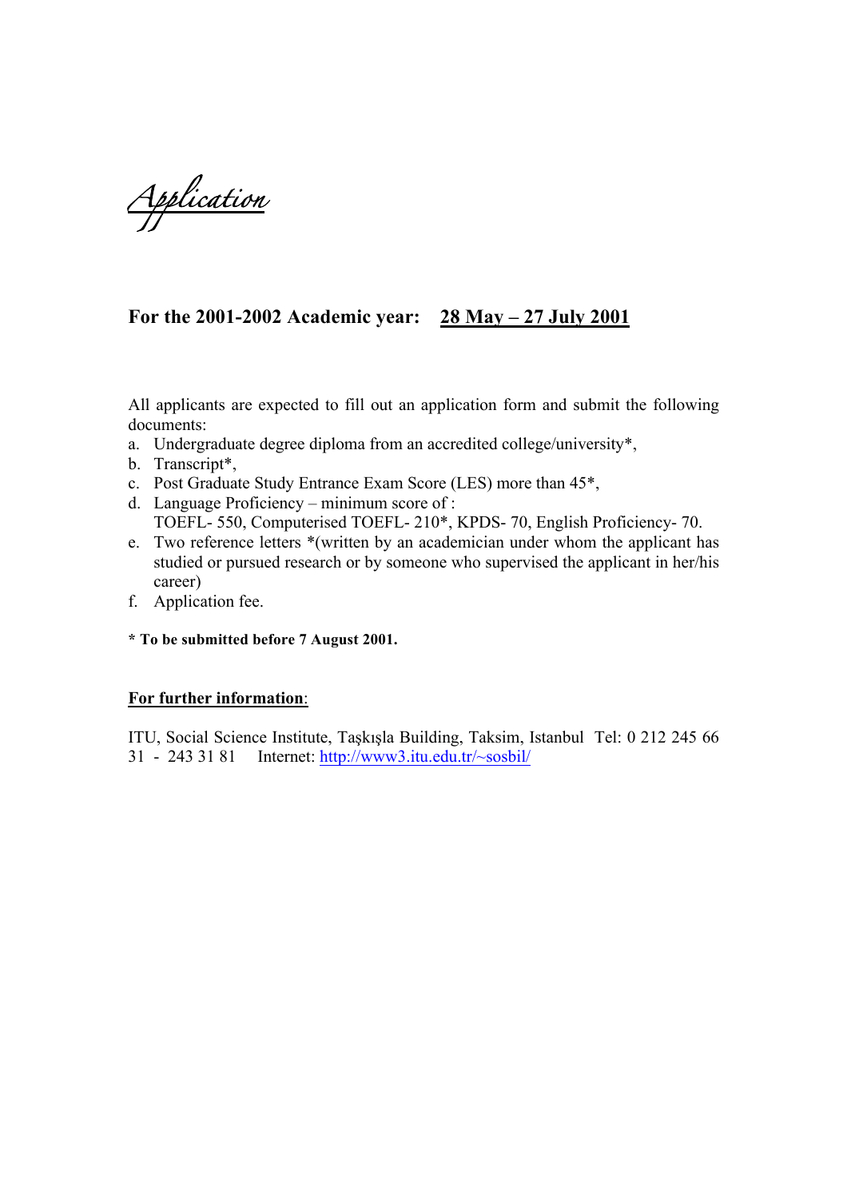# *Application*

### For the 2001-2002 Academic year: <u>28 May – 27 July 2001</u>

All applicants are expected to fill out an application form and submit the following documents:

a. Undergraduate degree diploma from an accredited college/university*,
b. Transcript*,
c. Post Graduate Study Entrance Exam Score (LES) more than 45*,
d. Language Proficiency – minimum score of :
   TOEFL- 550, Computerised TOEFL- 210*, KPDS- 70, English Proficiency- 70.
e. Two reference letters *(written by an academician under whom the applicant has studied or pursued research or by someone who supervised the applicant in her/his career)
f. Application fee.

**\* To be submitted before 7 August 2001.**

**<u>For further information</u>**:

ITU, Social Science Institute, Taşkışla Building, Taksim, Istanbul Tel: 0 212 245 66 31 - 243 31 81 Internet: http://www3.itu.edu.tr/~sosbil/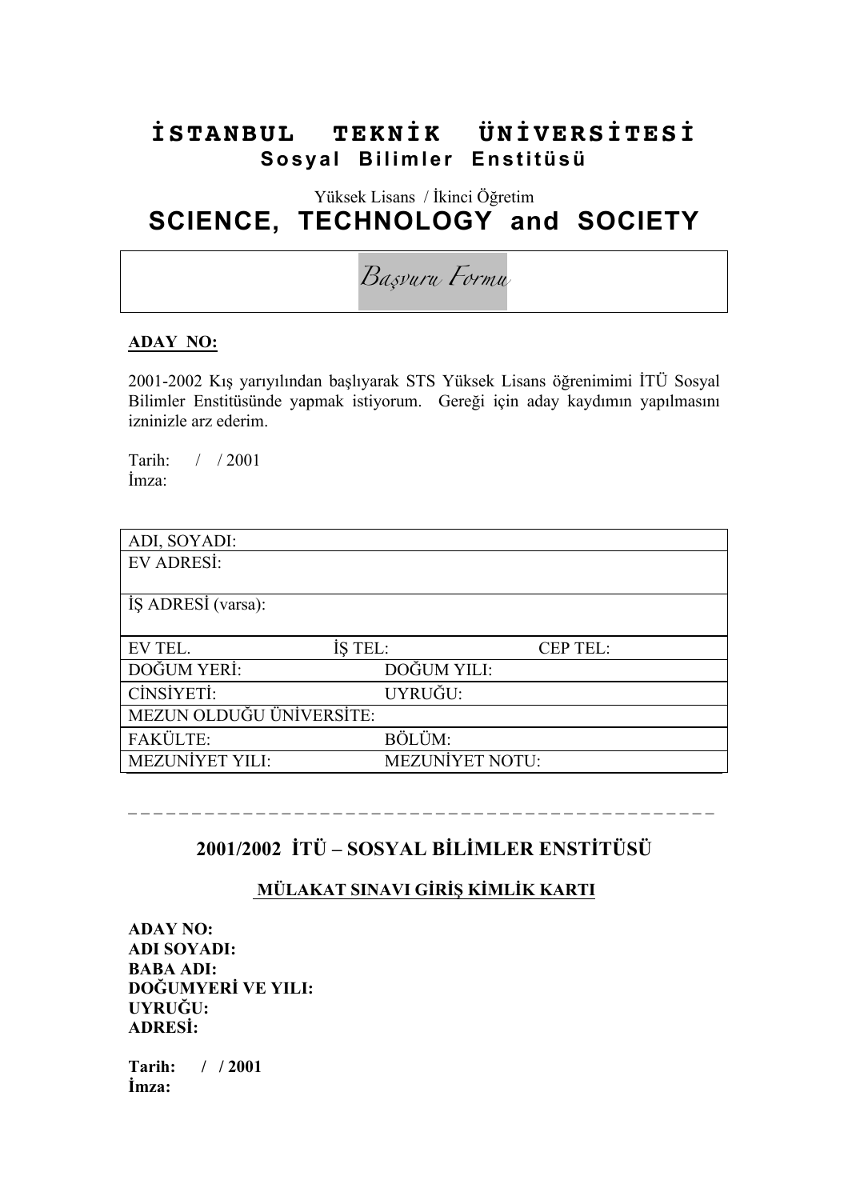# İSTANBUL TEKNİK ÜNİVERSİTESİ
## Sosyal Bilimler Enstitüsü

Yüksek Lisans / İkinci Öğretim

# SCIENCE, TECHNOLOGY and SOCIETY

*Başvuru Formu*

**ADAY NO:**

2001-2002 Kış yarıyılından başlıyarak STS Yüksek Lisans öğrenimimi İTÜ Sosyal Bilimler Enstitüsünde yapmak istiyorum. Gereği için aday kaydımın yapılmasını izninizle arz ederim.

Tarih: / / 2001
İmza:

| | | |
|---|---|---|
| ADI, SOYADI: | | |
| EV ADRESİ: | | |
| İŞ ADRESİ (varsa): | | |
| EV TEL. | İŞ TEL: | CEP TEL: |
| DOĞUM YERİ: | DOĞUM YILI: | |
| CİNSİYETİ: | UYRUĞU: | |
| MEZUN OLDUĞU ÜNİVERSİTE: | | |
| FAKÜLTE: | BÖLÜM: | |
| MEZUNİYET YILI: | MEZUNİYET NOTU: | |

---

## 2001/2002 İTÜ – SOSYAL BİLİMLER ENSTİTÜSÜ

### MÜLAKAT SINAVI GİRİŞ KİMLİK KARTI

**ADAY NO:**
**ADI SOYADI:**
**BABA ADI:**
**DOĞUMYERİ VE YILI:**
**UYRUĞU:**
**ADRESİ:**

**Tarih: / / 2001**
**İmza:**